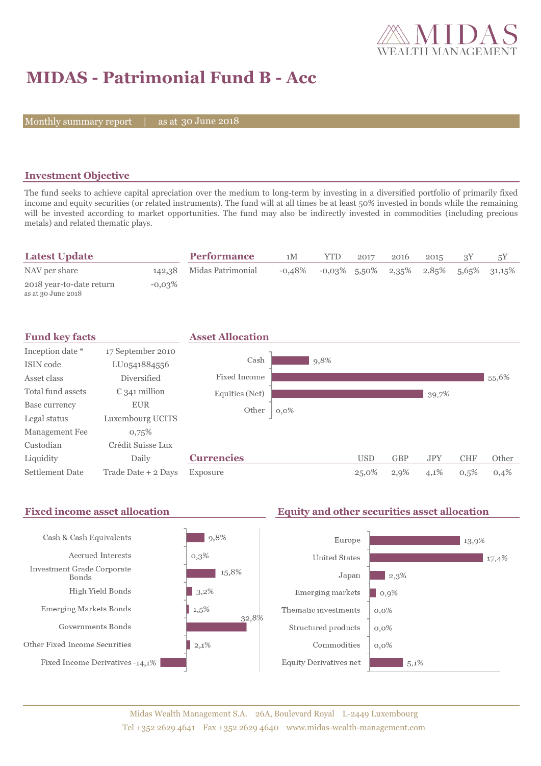# MIDAS - Patrimonial Fund B - Acc

Monthly summary report | as at 30 June 2018

## Investment Objective

The fund seeks to achieve capital apreciation over the medium to long-term by investing in a diversified portfolio of primarily fixed income and equity securities (or related instruments). The fund will at all times be at least 50% invested in bonds while the remaining will be invested according to market opportunities. The fund may also be indirectly invested in commodities (including precious metals) and related thematic plays.

## Latest Update

| | |
|---|---|
| NAV per share | 142,38 |
| 2018 year-to-date return (as at 30 June 2018) | -0,03% |

## Performance

| | 1M | YTD | 2017 | 2016 | 2015 | 3Y | 5Y |
|---|---|---|---|---|---|---|---|
| Midas Patrimonial | -0,48% | -0,03% | 5,50% | 2,35% | 2,85% | 5,65% | 31,15% |

## Fund key facts

| | |
|---|---|
| Inception date * | 17 September 2010 |
| ISIN code | LU0541884556 |
| Asset class | Diversified |
| Total fund assets | € 341 million |
| Base currency | EUR |
| Legal status | Luxembourg UCITS |
| Management Fee | 0,75% |
| Custodian | Crédit Suisse Lux |
| Liquidity | Daily |
| Settlement Date | Trade Date + 2 Days |

## Asset Allocation

| | |
|---|---|
| Cash | 9,8% |
| Fixed Income | 55,6% |
| Equities (Net) | 39,7% |
| Other | 0,0% |

## Currencies

| | USD | GBP | JPY | CHF | Other |
|---|---|---|---|---|---|
| Exposure | 25,0% | 2,9% | 4,1% | 0,5% | 0,4% |

## Fixed income asset allocation

| | |
|---|---|
| Cash & Cash Equivalents | 9,8% |
| Accrued Interests | 0,3% |
| Investment Grade Corporate Bonds | 15,8% |
| High Yield Bonds | 3,2% |
| Emerging Markets Bonds | 1,5% |
| Governments Bonds | 32,8% |
| Other Fixed Income Securities | 2,1% |
| Fixed Income Derivatives | -14,1% |

## Equity and other securities asset allocation

| | |
|---|---|
| Europe | 13,9% |
| United States | 17,4% |
| Japan | 2,3% |
| Emerging markets | 0,9% |
| Thematic investments | 0,0% |
| Structured products | 0,0% |
| Commodities | 0,0% |
| Equity Derivatives net | 5,1% |

Midas Wealth Management S.A. 26A, Boulevard Royal L-2449 Luxembourg
Tel +352 2629 4641 Fax +352 2629 4640 www.midas-wealth-management.com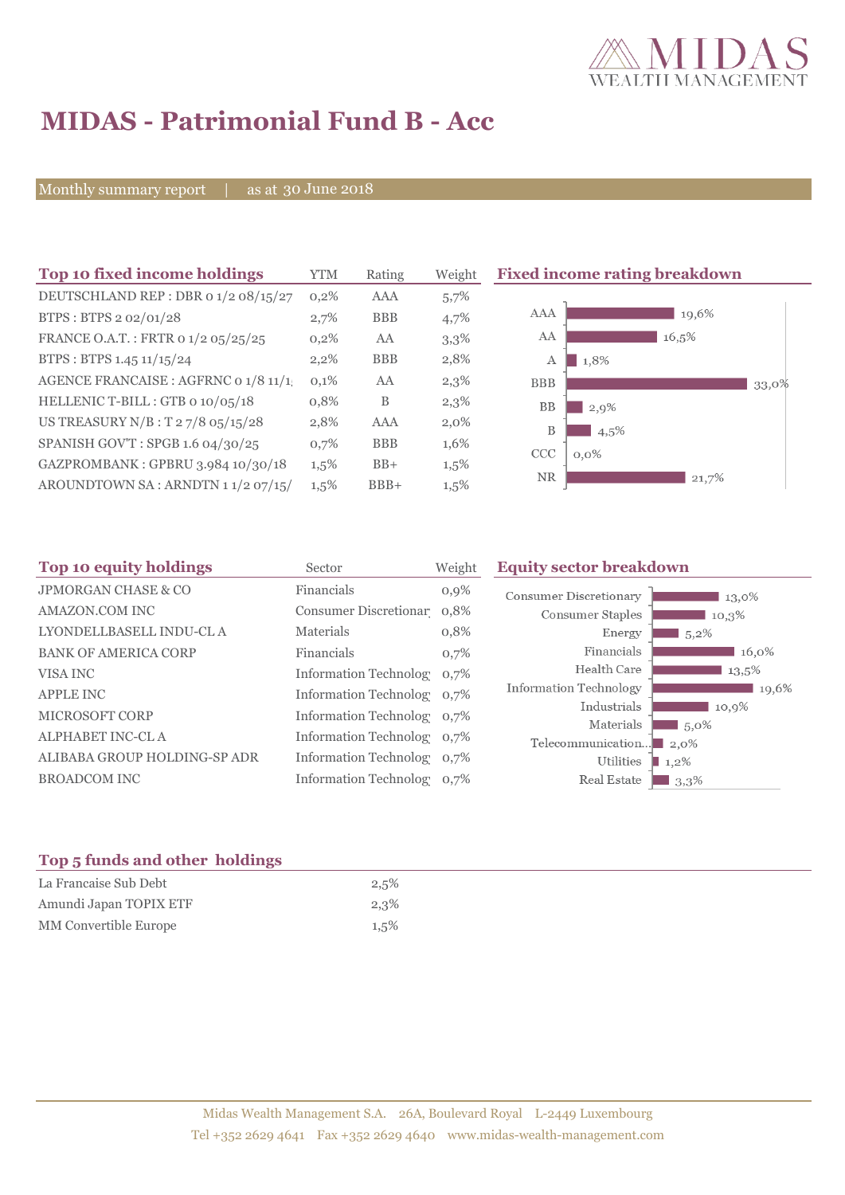# MIDAS - Patrimonial Fund B - Acc

Monthly summary report | as at 30 June 2018

## Top 10 fixed income holdings

| Top 10 fixed income holdings | YTM | Rating | Weight |
|---|---|---|---|
| DEUTSCHLAND REP : DBR 0 1/2 08/15/27 | 0,2% | AAA | 5,7% |
| BTPS : BTPS 2 02/01/28 | 2,7% | BBB | 4,7% |
| FRANCE O.A.T. : FRTR 0 1/2 05/25/25 | 0,2% | AA | 3,3% |
| BTPS : BTPS 1.45 11/15/24 | 2,2% | BBB | 2,8% |
| AGENCE FRANCAISE : AGFRNC 0 1/8 11/1 | 0,1% | AA | 2,3% |
| HELLENIC T-BILL : GTB 0 10/05/18 | 0,8% | B | 2,3% |
| US TREASURY N/B : T 2 7/8 05/15/28 | 2,8% | AAA | 2,0% |
| SPANISH GOV'T : SPGB 1.6 04/30/25 | 0,7% | BBB | 1,6% |
| GAZPROMBANK : GPBRU 3.984 10/30/18 | 1,5% | BB+ | 1,5% |
| AROUNDTOWN SA : ARNDTN 1 1/2 07/15/ | 1,5% | BBB+ | 1,5% |

## Fixed income rating breakdown

| Rating | Weight |
|---|---|
| AAA | 19,6% |
| AA | 16,5% |
| A | 1,8% |
| BBB | 33,0% |
| BB | 2,9% |
| B | 4,5% |
| CCC | 0,0% |
| NR | 21,7% |

## Top 10 equity holdings

| Top 10 equity holdings | Sector | Weight |
|---|---|---|
| JPMORGAN CHASE & CO | Financials | 0,9% |
| AMAZON.COM INC | Consumer Discretionar | 0,8% |
| LYONDELLBASELL INDU-CL A | Materials | 0,8% |
| BANK OF AMERICA CORP | Financials | 0,7% |
| VISA INC | Information Technolog | 0,7% |
| APPLE INC | Information Technolog | 0,7% |
| MICROSOFT CORP | Information Technolog | 0,7% |
| ALPHABET INC-CL A | Information Technolog | 0,7% |
| ALIBABA GROUP HOLDING-SP ADR | Information Technolog | 0,7% |
| BROADCOM INC | Information Technolog | 0,7% |

## Equity sector breakdown

| Sector | Weight |
|---|---|
| Consumer Discretionary | 13,0% |
| Consumer Staples | 10,3% |
| Energy | 5,2% |
| Financials | 16,0% |
| Health Care | 13,5% |
| Information Technology | 19,6% |
| Industrials | 10,9% |
| Materials | 5,0% |
| Telecommunication... | 2,0% |
| Utilities | 1,2% |
| Real Estate | 3,3% |

## Top 5 funds and other holdings

| Top 5 funds and other holdings | Weight |
|---|---|
| La Francaise Sub Debt | 2,5% |
| Amundi Japan TOPIX ETF | 2,3% |
| MM Convertible Europe | 1,5% |

Midas Wealth Management S.A. 26A, Boulevard Royal L-2449 Luxembourg
Tel +352 2629 4641 Fax +352 2629 4640 www.midas-wealth-management.com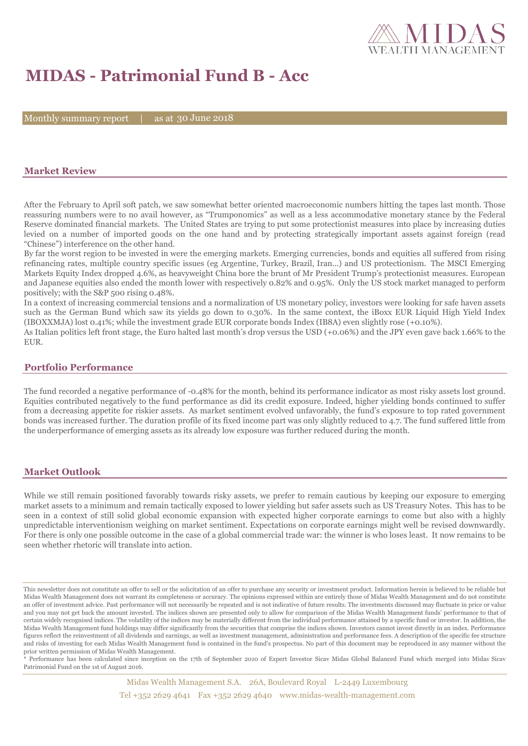# MIDAS - Patrimonial Fund B - Acc

Monthly summary report | as at 30 June 2018

## Market Review

After the February to April soft patch, we saw somewhat better oriented macroeconomic numbers hitting the tapes last month. Those reassuring numbers were to no avail however, as "Trumponomics" as well as a less accommodative monetary stance by the Federal Reserve dominated financial markets. The United States are trying to put some protectionist measures into place by increasing duties levied on a number of imported goods on the one hand and by protecting strategically important assets against foreign (read "Chinese") interference on the other hand.
By far the worst region to be invested in were the emerging markets. Emerging currencies, bonds and equities all suffered from rising refinancing rates, multiple country specific issues (eg Argentine, Turkey, Brazil, Iran...) and US protectionism. The MSCI Emerging Markets Equity Index dropped 4.6%, as heavyweight China bore the brunt of Mr President Trump's protectionist measures. European and Japanese equities also ended the month lower with respectively 0.82% and 0.95%. Only the US stock market managed to perform positively; with the S&P 500 rising 0.48%.
In a context of increasing commercial tensions and a normalization of US monetary policy, investors were looking for safe haven assets such as the German Bund which saw its yields go down to 0.30%. In the same context, the iBoxx EUR Liquid High Yield Index (IBOXXMJA) lost 0.41%; while the investment grade EUR corporate bonds Index (IB8A) even slightly rose (+0.10%).
As Italian politics left front stage, the Euro halted last month's drop versus the USD (+0.06%) and the JPY even gave back 1.66% to the EUR.

## Portfolio Performance

The fund recorded a negative performance of -0.48% for the month, behind its performance indicator as most risky assets lost ground. Equities contributed negatively to the fund performance as did its credit exposure. Indeed, higher yielding bonds continued to suffer from a decreasing appetite for riskier assets. As market sentiment evolved unfavorably, the fund's exposure to top rated government bonds was increased further. The duration profile of its fixed income part was only slightly reduced to 4.7. The fund suffered little from the underperformance of emerging assets as its already low exposure was further reduced during the month.

## Market Outlook

While we still remain positioned favorably towards risky assets, we prefer to remain cautious by keeping our exposure to emerging market assets to a minimum and remain tactically exposed to lower yielding but safer assets such as US Treasury Notes. This has to be seen in a context of still solid global economic expansion with expected higher corporate earnings to come but also with a highly unpredictable interventionism weighing on market sentiment. Expectations on corporate earnings might well be revised downwardly. For there is only one possible outcome in the case of a global commercial trade war: the winner is who loses least. It now remains to be seen whether rhetoric will translate into action.

This newsletter does not constitute an offer to sell or the solicitation of an offer to purchase any security or investment product. Information herein is believed to be reliable but Midas Wealth Management does not warrant its completeness or accuracy. The opinions expressed within are entirely those of Midas Wealth Management and do not constitute an offer of investment advice. Past performance will not necessarily be repeated and is not indicative of future results. The investments discussed may fluctuate in price or value and you may not get back the amount invested. The indices shown are presented only to allow for comparison of the Midas Wealth Management funds' performance to that of certain widely recognised indices. The volatility of the indices may be materially different from the individual performance attained by a specific fund or investor. In addition, the Midas Wealth Management fund holdings may differ significantly from the securities that comprise the indices shown. Investors cannot invest directly in an index. Performance figures reflect the reinvestment of all dividends and earnings, as well as investment management, administration and performance fees. A description of the specific fee structure and risks of investing for each Midas Wealth Management fund is contained in the fund's prospectus. No part of this document may be reproduced in any manner without the prior written permission of Midas Wealth Management.
* Performance has been calculated since inception on the 17th of September 2010 of Expert Investor Sicav Midas Global Balanced Fund which merged into Midas Sicav Patrimonial Fund on the 1st of August 2016.

Midas Wealth Management S.A. 26A, Boulevard Royal L-2449 Luxembourg
Tel +352 2629 4641 Fax +352 2629 4640 www.midas-wealth-management.com